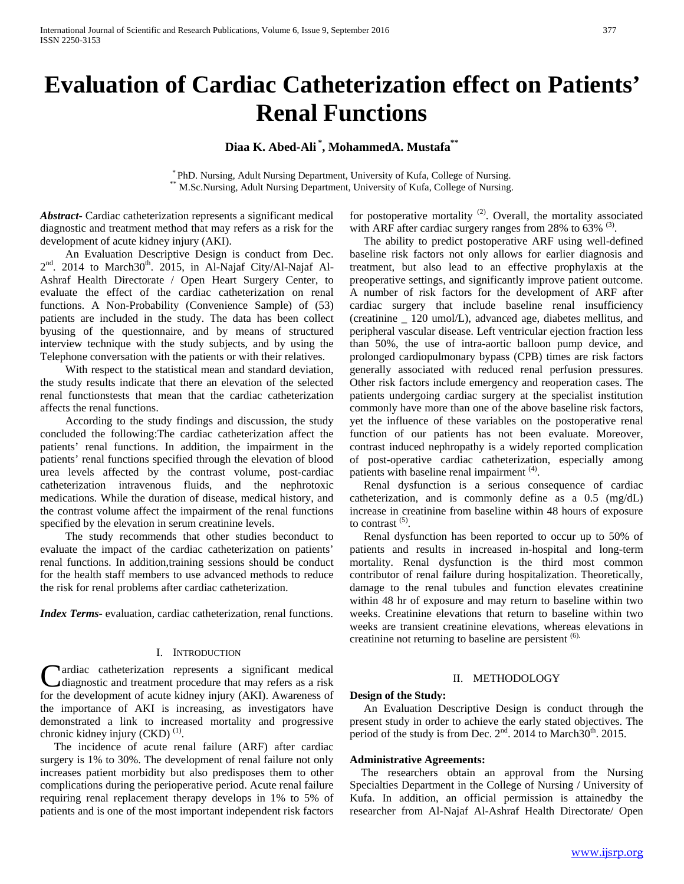# Evaluation of Cardiac Catheterization effect on Patients' Renal Functions

**Diaa K. Abed-Ali [*], MohammedA. Mustafa [**]**

[*] PhD. Nursing, Adult Nursing Department, University of Kufa, College of Nursing.
[**] M.Sc.Nursing, Adult Nursing Department, University of Kufa, College of Nursing.

***Abstract***- Cardiac catheterization represents a significant medical diagnostic and treatment method that may refers as a risk for the development of acute kidney injury (AKI).

An Evaluation Descriptive Design is conduct from Dec. 2nd. 2014 to March30th. 2015, in Al-Najaf City/Al-Najaf Al-Ashraf Health Directorate / Open Heart Surgery Center, to evaluate the effect of the cardiac catheterization on renal functions. A Non-Probability (Convenience Sample) of (53) patients are included in the study. The data has been collect byusing of the questionnaire, and by means of structured interview technique with the study subjects, and by using the Telephone conversation with the patients or with their relatives.

With respect to the statistical mean and standard deviation, the study results indicate that there an elevation of the selected renal functionstests that mean that the cardiac catheterization affects the renal functions.

According to the study findings and discussion, the study concluded the following:The cardiac catheterization affect the patients' renal functions. In addition, the impairment in the patients' renal functions specified through the elevation of blood urea levels affected by the contrast volume, post-cardiac catheterization intravenous fluids, and the nephrotoxic medications. While the duration of disease, medical history, and the contrast volume affect the impairment of the renal functions specified by the elevation in serum creatinine levels.

The study recommends that other studies beconduct to evaluate the impact of the cardiac catheterization on patients' renal functions. In addition,training sessions should be conduct for the health staff members to use advanced methods to reduce the risk for renal problems after cardiac catheterization.

***Index Terms***- evaluation, cardiac catheterization, renal functions.

## I. Introduction

Cardiac catheterization represents a significant medical diagnostic and treatment procedure that may refers as a risk for the development of acute kidney injury (AKI). Awareness of the importance of AKI is increasing, as investigators have demonstrated a link to increased mortality and progressive chronic kidney injury (CKD) [(1)].

The incidence of acute renal failure (ARF) after cardiac surgery is 1% to 30%. The development of renal failure not only increases patient morbidity but also predisposes them to other complications during the perioperative period. Acute renal failure requiring renal replacement therapy develops in 1% to 5% of patients and is one of the most important independent risk factors for postoperative mortality [(2)]. Overall, the mortality associated with ARF after cardiac surgery ranges from 28% to 63% [(3)].

The ability to predict postoperative ARF using well-defined baseline risk factors not only allows for earlier diagnosis and treatment, but also lead to an effective prophylaxis at the preoperative settings, and significantly improve patient outcome. A number of risk factors for the development of ARF after cardiac surgery that include baseline renal insufficiency (creatinine _ 120 umol/L), advanced age, diabetes mellitus, and peripheral vascular disease. Left ventricular ejection fraction less than 50%, the use of intra-aortic balloon pump device, and prolonged cardiopulmonary bypass (CPB) times are risk factors generally associated with reduced renal perfusion pressures. Other risk factors include emergency and reoperation cases. The patients undergoing cardiac surgery at the specialist institution commonly have more than one of the above baseline risk factors, yet the influence of these variables on the postoperative renal function of our patients has not been evaluate. Moreover, contrast induced nephropathy is a widely reported complication of post-operative cardiac catheterization, especially among patients with baseline renal impairment [(4)].

Renal dysfunction is a serious consequence of cardiac catheterization, and is commonly define as a 0.5 (mg/dL) increase in creatinine from baseline within 48 hours of exposure to contrast [(5)].

Renal dysfunction has been reported to occur up to 50% of patients and results in increased in-hospital and long-term mortality. Renal dysfunction is the third most common contributor of renal failure during hospitalization. Theoretically, damage to the renal tubules and function elevates creatinine within 48 hr of exposure and may return to baseline within two weeks. Creatinine elevations that return to baseline within two weeks are transient creatinine elevations, whereas elevations in creatinine not returning to baseline are persistent [(6)].

## II. Methodology

**Design of the Study:**

An Evaluation Descriptive Design is conduct through the present study in order to achieve the early stated objectives. The period of the study is from Dec. 2nd. 2014 to March30th. 2015.

**Administrative Agreements:**

The researchers obtain an approval from the Nursing Specialties Department in the College of Nursing / University of Kufa. In addition, an official permission is attainedby the researcher from Al-Najaf Al-Ashraf Health Directorate/ Open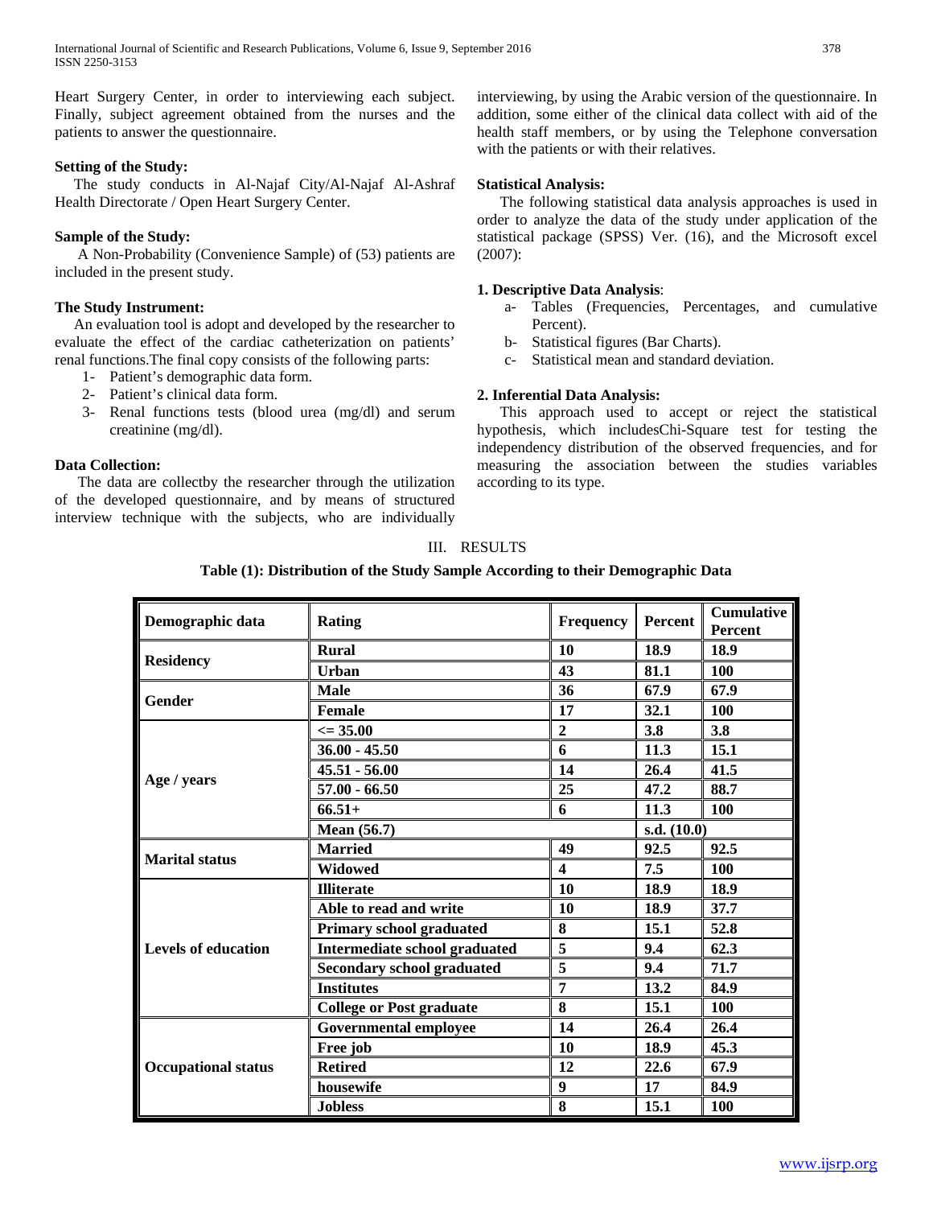Heart Surgery Center, in order to interviewing each subject. Finally, subject agreement obtained from the nurses and the patients to answer the questionnaire.

**Setting of the Study:**

The study conducts in Al-Najaf City/Al-Najaf Al-Ashraf Health Directorate / Open Heart Surgery Center.

**Sample of the Study:**

A Non-Probability (Convenience Sample) of (53) patients are included in the present study.

**The Study Instrument:**

An evaluation tool is adopt and developed by the researcher to evaluate the effect of the cardiac catheterization on patients' renal functions.The final copy consists of the following parts:

1- Patient's demographic data form.
2- Patient's clinical data form.
3- Renal functions tests (blood urea (mg/dl) and serum creatinine (mg/dl).

**Data Collection:**

The data are collectby the researcher through the utilization of the developed questionnaire, and by means of structured interview technique with the subjects, who are individually interviewing, by using the Arabic version of the questionnaire. In addition, some either of the clinical data collect with aid of the health staff members, or by using the Telephone conversation with the patients or with their relatives.

**Statistical Analysis:**

The following statistical data analysis approaches is used in order to analyze the data of the study under application of the statistical package (SPSS) Ver. (16), and the Microsoft excel (2007):

**1. Descriptive Data Analysis**:

a- Tables (Frequencies, Percentages, and cumulative Percent).
b- Statistical figures (Bar Charts).
c- Statistical mean and standard deviation.

**2. Inferential Data Analysis:**

This approach used to accept or reject the statistical hypothesis, which includesChi-Square test for testing the independency distribution of the observed frequencies, and for measuring the association between the studies variables according to its type.

## III. RESULTS

**Table (1): Distribution of the Study Sample According to their Demographic Data**

| Demographic data | Rating | Frequency | Percent | Cumulative Percent |
|---|---|---|---|---|
| **Residency** | **Rural** | **10** | **18.9** | **18.9** |
| | **Urban** | **43** | **81.1** | **100** |
| **Gender** | **Male** | **36** | **67.9** | **67.9** |
| | **Female** | **17** | **32.1** | **100** |
| **Age / years** | **<= 35.00** | **2** | **3.8** | **3.8** |
| | **36.00 - 45.50** | **6** | **11.3** | **15.1** |
| | **45.51 - 56.00** | **14** | **26.4** | **41.5** |
| | **57.00 - 66.50** | **25** | **47.2** | **88.7** |
| | **66.51+** | **6** | **11.3** | **100** |
| | **Mean (56.7)** | | **s.d. (10.0)** | |
| **Marital status** | **Married** | **49** | **92.5** | **92.5** |
| | **Widowed** | **4** | **7.5** | **100** |
| **Levels of education** | **Illiterate** | **10** | **18.9** | **18.9** |
| | **Able to read and write** | **10** | **18.9** | **37.7** |
| | **Primary school graduated** | **8** | **15.1** | **52.8** |
| | **Intermediate school graduated** | **5** | **9.4** | **62.3** |
| | **Secondary school graduated** | **5** | **9.4** | **71.7** |
| | **Institutes** | **7** | **13.2** | **84.9** |
| | **College or Post graduate** | **8** | **15.1** | **100** |
| **Occupational status** | **Governmental employee** | **14** | **26.4** | **26.4** |
| | **Free job** | **10** | **18.9** | **45.3** |
| | **Retired** | **12** | **22.6** | **67.9** |
| | **housewife** | **9** | **17** | **84.9** |
| | **Jobless** | **8** | **15.1** | **100** |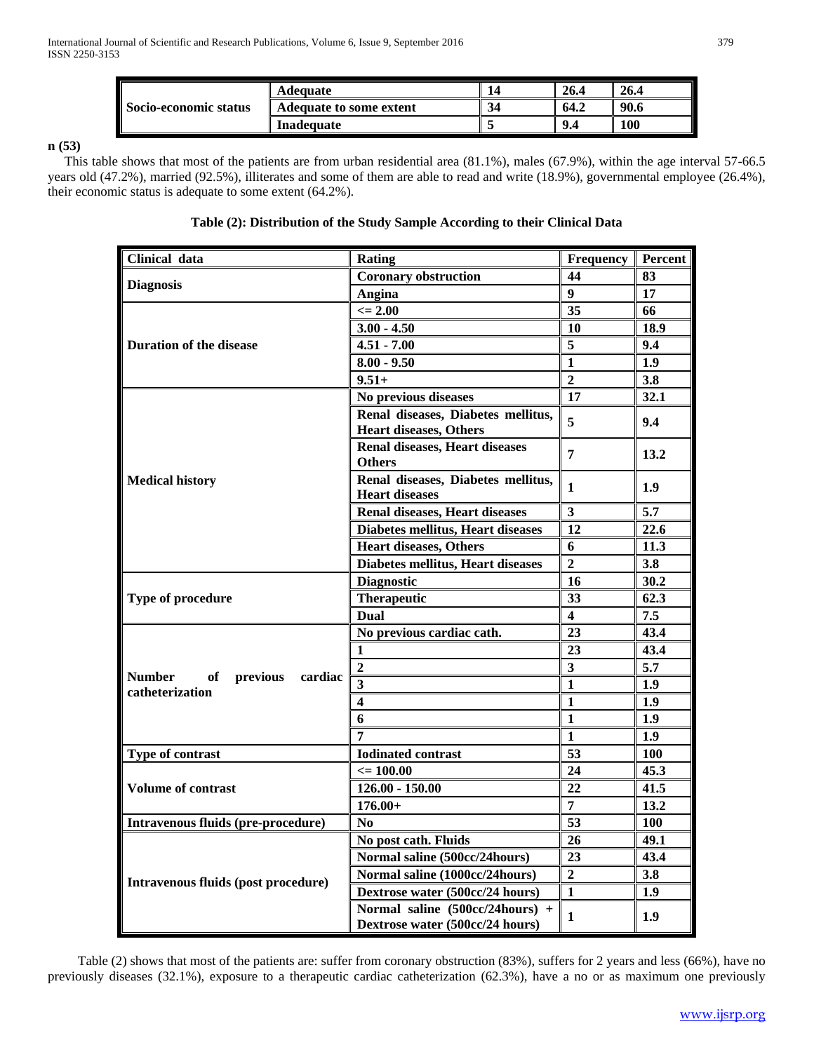| | | | | |
|---|---|---|---|---|
| Socio-economic status | Adequate | 14 | 26.4 | 26.4 |
| | Adequate to some extent | 34 | 64.2 | 90.6 |
| | Inadequate | 5 | 9.4 | 100 |

**n (53)**

This table shows that most of the patients are from urban residential area (81.1%), males (67.9%), within the age interval 57-66.5 years old (47.2%), married (92.5%), illiterates and some of them are able to read and write (18.9%), governmental employee (26.4%), their economic status is adequate to some extent (64.2%).

**Table (2): Distribution of the Study Sample According to their Clinical Data**

| Clinical data | Rating | Frequency | Percent |
|---|---|---|---|
| Diagnosis | Coronary obstruction | 44 | 83 |
| | Angina | 9 | 17 |
| Duration of the disease | <= 2.00 | 35 | 66 |
| | 3.00 - 4.50 | 10 | 18.9 |
| | 4.51 - 7.00 | 5 | 9.4 |
| | 8.00 - 9.50 | 1 | 1.9 |
| | 9.51+ | 2 | 3.8 |
| Medical history | No previous diseases | 17 | 32.1 |
| | Renal diseases, Diabetes mellitus, Heart diseases, Others | 5 | 9.4 |
| | Renal diseases, Heart diseases Others | 7 | 13.2 |
| | Renal diseases, Diabetes mellitus, Heart diseases | 1 | 1.9 |
| | Renal diseases, Heart diseases | 3 | 5.7 |
| | Diabetes mellitus, Heart diseases | 12 | 22.6 |
| | Heart diseases, Others | 6 | 11.3 |
| | Diabetes mellitus, Heart diseases | 2 | 3.8 |
| Type of procedure | Diagnostic | 16 | 30.2 |
| | Therapeutic | 33 | 62.3 |
| | Dual | 4 | 7.5 |
| Number of previous cardiac catheterization | No previous cardiac cath. | 23 | 43.4 |
| | 1 | 23 | 43.4 |
| | 2 | 3 | 5.7 |
| | 3 | 1 | 1.9 |
| | 4 | 1 | 1.9 |
| | 6 | 1 | 1.9 |
| | 7 | 1 | 1.9 |
| Type of contrast | Iodinated contrast | 53 | 100 |
| Volume of contrast | <= 100.00 | 24 | 45.3 |
| | 126.00 - 150.00 | 22 | 41.5 |
| | 176.00+ | 7 | 13.2 |
| Intravenous fluids (pre-procedure) | No | 53 | 100 |
| Intravenous fluids (post procedure) | No post cath. Fluids | 26 | 49.1 |
| | Normal saline (500cc/24hours) | 23 | 43.4 |
| | Normal saline (1000cc/24hours) | 2 | 3.8 |
| | Dextrose water (500cc/24 hours) | 1 | 1.9 |
| | Normal saline (500cc/24hours) + Dextrose water (500cc/24 hours) | 1 | 1.9 |

Table (2) shows that most of the patients are: suffer from coronary obstruction (83%), suffers for 2 years and less (66%), have no previously diseases (32.1%), exposure to a therapeutic cardiac catheterization (62.3%), have a no or as maximum one previously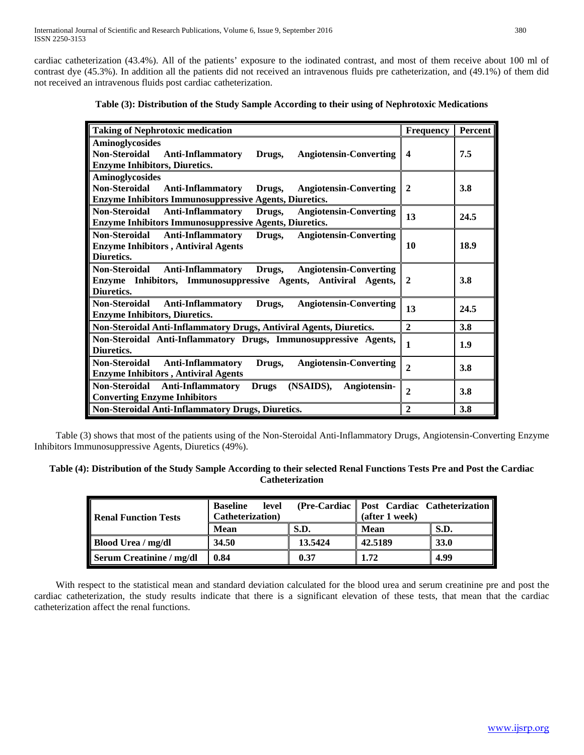cardiac catheterization (43.4%). All of the patients' exposure to the iodinated contrast, and most of them receive about 100 ml of contrast dye (45.3%). In addition all the patients did not received an intravenous fluids pre catheterization, and (49.1%) of them did not received an intravenous fluids post cardiac catheterization.

**Table (3): Distribution of the Study Sample According to their using of Nephrotoxic Medications**

| Taking of Nephrotoxic medication | Frequency | Percent |
|---|---|---|
| Aminoglycosides Non-Steroidal Anti-Inflammatory Drugs, Angiotensin-Converting Enzyme Inhibitors, Diuretics. | 4 | 7.5 |
| Aminoglycosides Non-Steroidal Anti-Inflammatory Drugs, Angiotensin-Converting Enzyme Inhibitors Immunosuppressive Agents, Diuretics. | 2 | 3.8 |
| Non-Steroidal Anti-Inflammatory Drugs, Angiotensin-Converting Enzyme Inhibitors Immunosuppressive Agents, Diuretics. | 13 | 24.5 |
| Non-Steroidal Anti-Inflammatory Drugs, Angiotensin-Converting Enzyme Inhibitors , Antiviral Agents Diuretics. | 10 | 18.9 |
| Non-Steroidal Anti-Inflammatory Drugs, Angiotensin-Converting Enzyme Inhibitors, Immunosuppressive Agents, Antiviral Agents, Diuretics. | 2 | 3.8 |
| Non-Steroidal Anti-Inflammatory Drugs, Angiotensin-Converting Enzyme Inhibitors, Diuretics. | 13 | 24.5 |
| Non-Steroidal Anti-Inflammatory Drugs, Antiviral Agents, Diuretics. | 2 | 3.8 |
| Non-Steroidal Anti-Inflammatory Drugs, Immunosuppressive Agents, Diuretics. | 1 | 1.9 |
| Non-Steroidal Anti-Inflammatory Drugs, Angiotensin-Converting Enzyme Inhibitors , Antiviral Agents | 2 | 3.8 |
| Non-Steroidal Anti-Inflammatory Drugs (NSAIDS), Angiotensin-Converting Enzyme Inhibitors | 2 | 3.8 |
| Non-Steroidal Anti-Inflammatory Drugs, Diuretics. | 2 | 3.8 |

Table (3) shows that most of the patients using of the Non-Steroidal Anti-Inflammatory Drugs, Angiotensin-Converting Enzyme Inhibitors Immunosuppressive Agents, Diuretics (49%).

**Table (4): Distribution of the Study Sample According to their selected Renal Functions Tests Pre and Post the Cardiac Catheterization**

| Renal Function Tests | Baseline level (Pre-Cardiac Catheterization) | | Post Cardiac Catheterization (after 1 week) | |
|---|---|---|---|---|
| | Mean | S.D. | Mean | S.D. |
| Blood Urea / mg/dl | 34.50 | 13.5424 | 42.5189 | 33.0 |
| Serum Creatinine / mg/dl | 0.84 | 0.37 | 1.72 | 4.99 |

With respect to the statistical mean and standard deviation calculated for the blood urea and serum creatinine pre and post the cardiac catheterization, the study results indicate that there is a significant elevation of these tests, that mean that the cardiac catheterization affect the renal functions.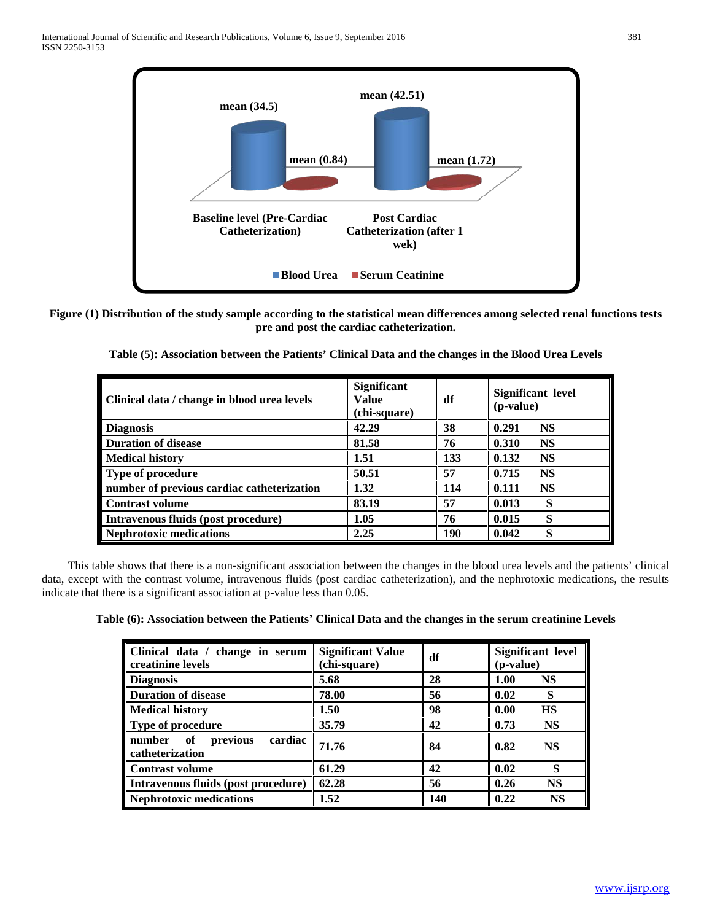**Figure (1) Distribution of the study sample according to the statistical mean differences among selected renal functions tests pre and post the cardiac catheterization.**

**Table (5): Association between the Patients' Clinical Data and the changes in the Blood Urea Levels**

| Clinical data / change in blood urea levels | Significant Value (chi-square) | df | Significant level (p-value) |
|---|---|---|---|
| Diagnosis | 42.29 | 38 | 0.291 NS |
| Duration of disease | 81.58 | 76 | 0.310 NS |
| Medical history | 1.51 | 133 | 0.132 NS |
| Type of procedure | 50.51 | 57 | 0.715 NS |
| number of previous cardiac catheterization | 1.32 | 114 | 0.111 NS |
| Contrast volume | 83.19 | 57 | 0.013 S |
| Intravenous fluids (post procedure) | 1.05 | 76 | 0.015 S |
| Nephrotoxic medications | 2.25 | 190 | 0.042 S |

This table shows that there is a non-significant association between the changes in the blood urea levels and the patients' clinical data, except with the contrast volume, intravenous fluids (post cardiac catheterization), and the nephrotoxic medications, the results indicate that there is a significant association at p-value less than 0.05.

**Table (6): Association between the Patients' Clinical Data and the changes in the serum creatinine Levels**

| Clinical data / change in serum creatinine levels | Significant Value (chi-square) | df | Significant level (p-value) |
|---|---|---|---|
| Diagnosis | 5.68 | 28 | 1.00 NS |
| Duration of disease | 78.00 | 56 | 0.02 S |
| Medical history | 1.50 | 98 | 0.00 HS |
| Type of procedure | 35.79 | 42 | 0.73 NS |
| number of previous cardiac catheterization | 71.76 | 84 | 0.82 NS |
| Contrast volume | 61.29 | 42 | 0.02 S |
| Intravenous fluids (post procedure) | 62.28 | 56 | 0.26 NS |
| Nephrotoxic medications | 1.52 | 140 | 0.22 NS |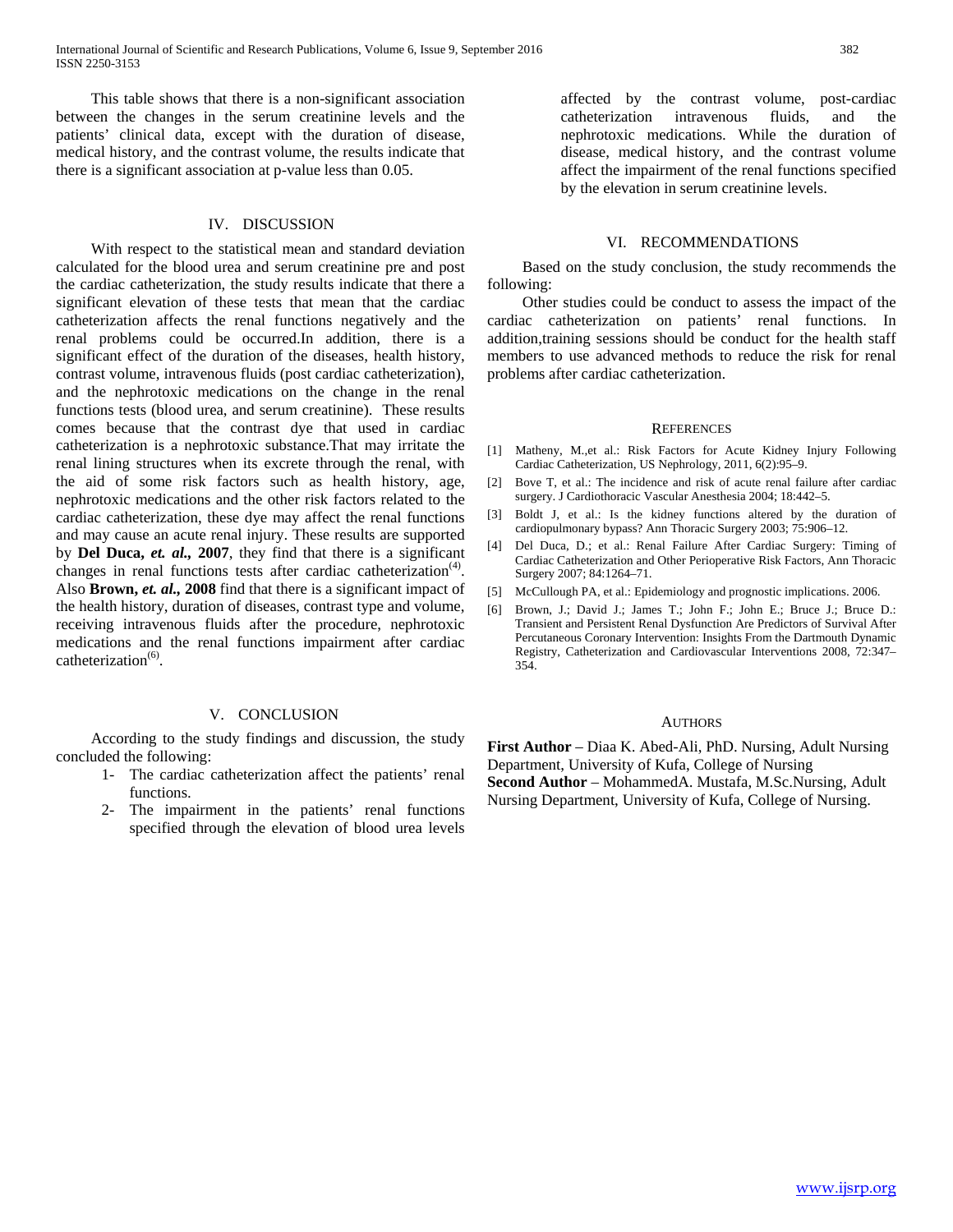This table shows that there is a non-significant association between the changes in the serum creatinine levels and the patients' clinical data, except with the duration of disease, medical history, and the contrast volume, the results indicate that there is a significant association at p-value less than 0.05.

## IV. DISCUSSION

With respect to the statistical mean and standard deviation calculated for the blood urea and serum creatinine pre and post the cardiac catheterization, the study results indicate that there a significant elevation of these tests that mean that the cardiac catheterization affects the renal functions negatively and the renal problems could be occurred.In addition, there is a significant effect of the duration of the diseases, health history, contrast volume, intravenous fluids (post cardiac catheterization), and the nephrotoxic medications on the change in the renal functions tests (blood urea, and serum creatinine). These results comes because that the contrast dye that used in cardiac catheterization is a nephrotoxic substance.That may irritate the renal lining structures when its excrete through the renal, with the aid of some risk factors such as health history, age, nephrotoxic medications and the other risk factors related to the cardiac catheterization, these dye may affect the renal functions and may cause an acute renal injury. These results are supported by **Del Duca, *et. al.*, 2007**, they find that there is a significant changes in renal functions tests after cardiac catheterization[4]. Also **Brown, *et. al.*, 2008** find that there is a significant impact of the health history, duration of diseases, contrast type and volume, receiving intravenous fluids after the procedure, nephrotoxic medications and the renal functions impairment after cardiac catheterization[6].

## V. CONCLUSION

According to the study findings and discussion, the study concluded the following:

1- The cardiac catheterization affect the patients' renal functions.

2- The impairment in the patients' renal functions specified through the elevation of blood urea levels affected by the contrast volume, post-cardiac catheterization intravenous fluids, and the nephrotoxic medications. While the duration of disease, medical history, and the contrast volume affect the impairment of the renal functions specified by the elevation in serum creatinine levels.

## VI. RECOMMENDATIONS

Based on the study conclusion, the study recommends the following:

Other studies could be conduct to assess the impact of the cardiac catheterization on patients' renal functions. In addition,training sessions should be conduct for the health staff members to use advanced methods to reduce the risk for renal problems after cardiac catheterization.

## REFERENCES

[1] Matheny, M.,et al.: Risk Factors for Acute Kidney Injury Following Cardiac Catheterization, US Nephrology, 2011, 6(2):95–9.

[2] Bove T, et al.: The incidence and risk of acute renal failure after cardiac surgery. J Cardiothoracic Vascular Anesthesia 2004; 18:442–5.

[3] Boldt J, et al.: Is the kidney functions altered by the duration of cardiopulmonary bypass? Ann Thoracic Surgery 2003; 75:906–12.

[4] Del Duca, D.; et al.: Renal Failure After Cardiac Surgery: Timing of Cardiac Catheterization and Other Perioperative Risk Factors, Ann Thoracic Surgery 2007; 84:1264–71.

[5] McCullough PA, et al.: Epidemiology and prognostic implications. 2006.

[6] Brown, J.; David J.; James T.; John F.; John E.; Bruce J.; Bruce D.: Transient and Persistent Renal Dysfunction Are Predictors of Survival After Percutaneous Coronary Intervention: Insights From the Dartmouth Dynamic Registry, Catheterization and Cardiovascular Interventions 2008, 72:347–354.

## AUTHORS

**First Author** – Diaa K. Abed-Ali, PhD. Nursing, Adult Nursing Department, University of Kufa, College of Nursing

**Second Author** – MohammedA. Mustafa, M.Sc.Nursing, Adult Nursing Department, University of Kufa, College of Nursing.